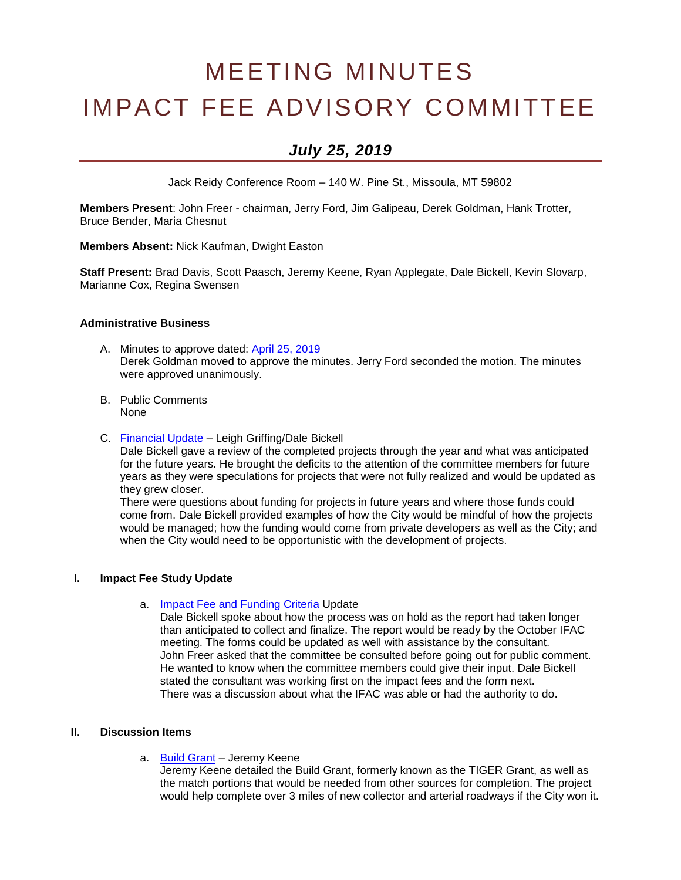# MEETING MINUTES
# IMPACT FEE ADVISORY COMMITTEE

## *July 25, 2019*

Jack Reidy Conference Room – 140 W. Pine St., Missoula, MT 59802

**Members Present**: John Freer - chairman, Jerry Ford, Jim Galipeau, Derek Goldman, Hank Trotter, Bruce Bender, Maria Chesnut

**Members Absent:** Nick Kaufman, Dwight Easton

**Staff Present:** Brad Davis, Scott Paasch, Jeremy Keene, Ryan Applegate, Dale Bickell, Kevin Slovarp, Marianne Cox, Regina Swensen

### Administrative Business

A. Minutes to approve dated: April 25, 2019
   Derek Goldman moved to approve the minutes. Jerry Ford seconded the motion. The minutes were approved unanimously.

B. Public Comments
   None

C. Financial Update – Leigh Griffing/Dale Bickell
   Dale Bickell gave a review of the completed projects through the year and what was anticipated for the future years. He brought the deficits to the attention of the committee members for future years as they were speculations for projects that were not fully realized and would be updated as they grew closer.
   There were questions about funding for projects in future years and where those funds could come from. Dale Bickell provided examples of how the City would be mindful of how the projects would be managed; how the funding would come from private developers as well as the City; and when the City would need to be opportunistic with the development of projects.

### I. Impact Fee Study Update

a. Impact Fee and Funding Criteria Update
   Dale Bickell spoke about how the process was on hold as the report had taken longer than anticipated to collect and finalize. The report would be ready by the October IFAC meeting. The forms could be updated as well with assistance by the consultant.
   John Freer asked that the committee be consulted before going out for public comment. He wanted to know when the committee members could give their input. Dale Bickell stated the consultant was working first on the impact fees and the form next.
   There was a discussion about what the IFAC was able or had the authority to do.

### II. Discussion Items

a. Build Grant – Jeremy Keene
   Jeremy Keene detailed the Build Grant, formerly known as the TIGER Grant, as well as the match portions that would be needed from other sources for completion. The project would help complete over 3 miles of new collector and arterial roadways if the City won it.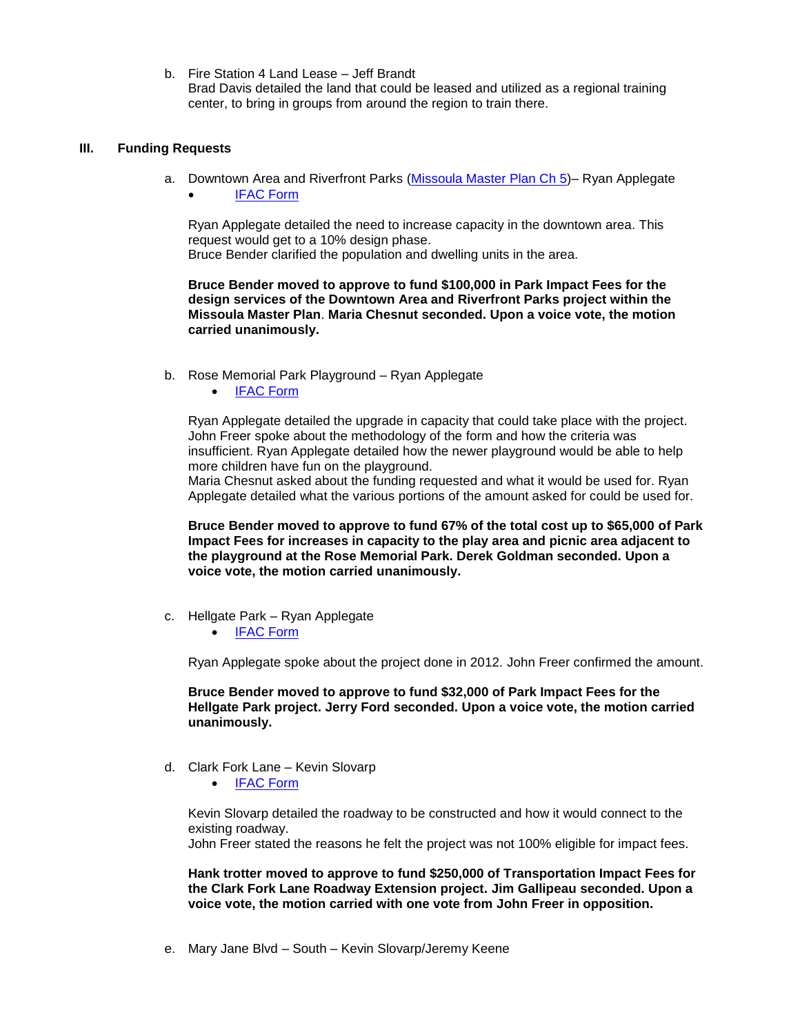b. Fire Station 4 Land Lease – Jeff Brandt
Brad Davis detailed the land that could be leased and utilized as a regional training center, to bring in groups from around the region to train there.

## III. Funding Requests

a. Downtown Area and Riverfront Parks (Missoula Master Plan Ch 5)– Ryan Applegate

- IFAC Form

Ryan Applegate detailed the need to increase capacity in the downtown area. This request would get to a 10% design phase.
Bruce Bender clarified the population and dwelling units in the area.

**Bruce Bender moved to approve to fund $100,000 in Park Impact Fees for the design services of the Downtown Area and Riverfront Parks project within the Missoula Master Plan. Maria Chesnut seconded. Upon a voice vote, the motion carried unanimously.**

b. Rose Memorial Park Playground – Ryan Applegate

- IFAC Form

Ryan Applegate detailed the upgrade in capacity that could take place with the project. John Freer spoke about the methodology of the form and how the criteria was insufficient. Ryan Applegate detailed how the newer playground would be able to help more children have fun on the playground.
Maria Chesnut asked about the funding requested and what it would be used for. Ryan Applegate detailed what the various portions of the amount asked for could be used for.

**Bruce Bender moved to approve to fund 67% of the total cost up to $65,000 of Park Impact Fees for increases in capacity to the play area and picnic area adjacent to the playground at the Rose Memorial Park. Derek Goldman seconded. Upon a voice vote, the motion carried unanimously.**

c. Hellgate Park – Ryan Applegate

- IFAC Form

Ryan Applegate spoke about the project done in 2012. John Freer confirmed the amount.

**Bruce Bender moved to approve to fund $32,000 of Park Impact Fees for the Hellgate Park project. Jerry Ford seconded. Upon a voice vote, the motion carried unanimously.**

d. Clark Fork Lane – Kevin Slovarp

- IFAC Form

Kevin Slovarp detailed the roadway to be constructed and how it would connect to the existing roadway.
John Freer stated the reasons he felt the project was not 100% eligible for impact fees.

**Hank trotter moved to approve to fund $250,000 of Transportation Impact Fees for the Clark Fork Lane Roadway Extension project. Jim Gallipeau seconded. Upon a voice vote, the motion carried with one vote from John Freer in opposition.**

e. Mary Jane Blvd – South – Kevin Slovarp/Jeremy Keene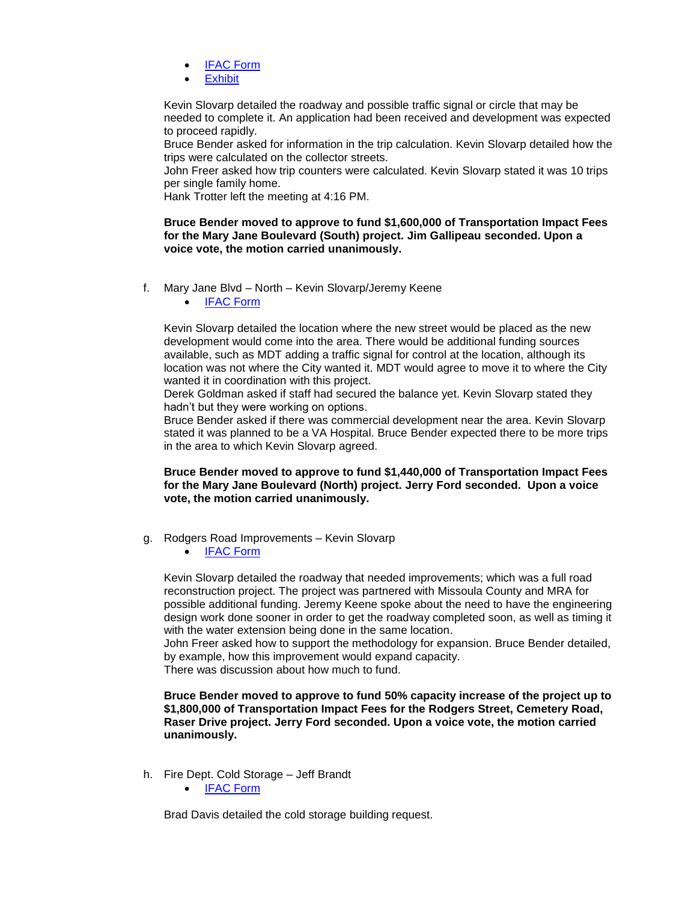- [IFAC Form]
- [Exhibit]

Kevin Slovarp detailed the roadway and possible traffic signal or circle that may be needed to complete it. An application had been received and development was expected to proceed rapidly.
Bruce Bender asked for information in the trip calculation. Kevin Slovarp detailed how the trips were calculated on the collector streets.
John Freer asked how trip counters were calculated. Kevin Slovarp stated it was 10 trips per single family home.
Hank Trotter left the meeting at 4:16 PM.

**Bruce Bender moved to approve to fund $1,600,000 of Transportation Impact Fees for the Mary Jane Boulevard (South) project. Jim Gallipeau seconded. Upon a voice vote, the motion carried unanimously.**

f. Mary Jane Blvd – North – Kevin Slovarp/Jeremy Keene

- [IFAC Form]

Kevin Slovarp detailed the location where the new street would be placed as the new development would come into the area. There would be additional funding sources available, such as MDT adding a traffic signal for control at the location, although its location was not where the City wanted it. MDT would agree to move it to where the City wanted it in coordination with this project.
Derek Goldman asked if staff had secured the balance yet. Kevin Slovarp stated they hadn't but they were working on options.
Bruce Bender asked if there was commercial development near the area. Kevin Slovarp stated it was planned to be a VA Hospital. Bruce Bender expected there to be more trips in the area to which Kevin Slovarp agreed.

**Bruce Bender moved to approve to fund $1,440,000 of Transportation Impact Fees for the Mary Jane Boulevard (North) project. Jerry Ford seconded. Upon a voice vote, the motion carried unanimously.**

g. Rodgers Road Improvements – Kevin Slovarp

- [IFAC Form]

Kevin Slovarp detailed the roadway that needed improvements; which was a full road reconstruction project. The project was partnered with Missoula County and MRA for possible additional funding. Jeremy Keene spoke about the need to have the engineering design work done sooner in order to get the roadway completed soon, as well as timing it with the water extension being done in the same location.
John Freer asked how to support the methodology for expansion. Bruce Bender detailed, by example, how this improvement would expand capacity.
There was discussion about how much to fund.

**Bruce Bender moved to approve to fund 50% capacity increase of the project up to $1,800,000 of Transportation Impact Fees for the Rodgers Street, Cemetery Road, Raser Drive project. Jerry Ford seconded. Upon a voice vote, the motion carried unanimously.**

h. Fire Dept. Cold Storage – Jeff Brandt

- [IFAC Form]

Brad Davis detailed the cold storage building request.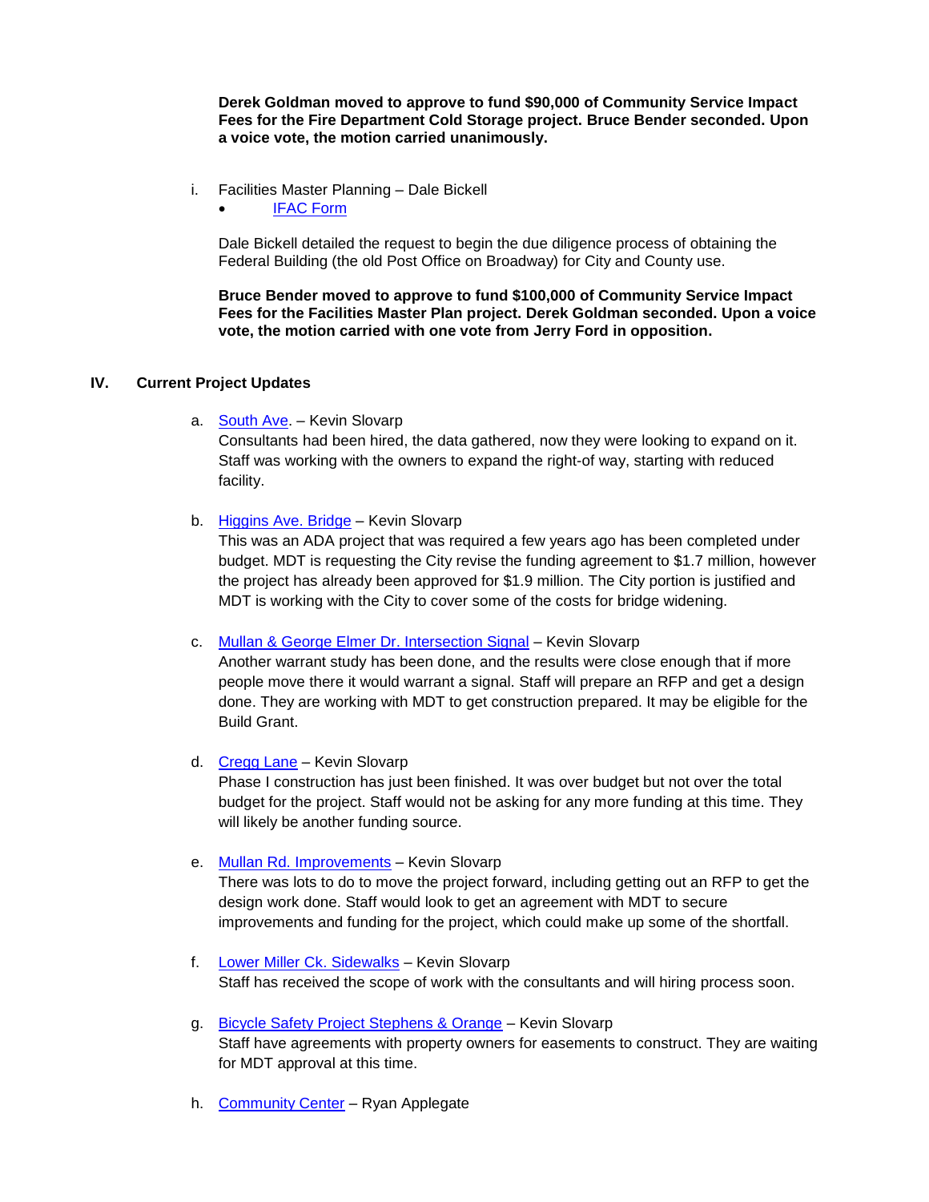**Derek Goldman moved to approve to fund $90,000 of Community Service Impact Fees for the Fire Department Cold Storage project. Bruce Bender seconded. Upon a voice vote, the motion carried unanimously.**

i. Facilities Master Planning – Dale Bickell
   - IFAC Form

   Dale Bickell detailed the request to begin the due diligence process of obtaining the Federal Building (the old Post Office on Broadway) for City and County use.

   **Bruce Bender moved to approve to fund $100,000 of Community Service Impact Fees for the Facilities Master Plan project. Derek Goldman seconded. Upon a voice vote, the motion carried with one vote from Jerry Ford in opposition.**

## IV. Current Project Updates

a. South Ave. – Kevin Slovarp
   Consultants had been hired, the data gathered, now they were looking to expand on it. Staff was working with the owners to expand the right-of way, starting with reduced facility.

b. Higgins Ave. Bridge – Kevin Slovarp
   This was an ADA project that was required a few years ago has been completed under budget. MDT is requesting the City revise the funding agreement to $1.7 million, however the project has already been approved for $1.9 million. The City portion is justified and MDT is working with the City to cover some of the costs for bridge widening.

c. Mullan & George Elmer Dr. Intersection Signal – Kevin Slovarp
   Another warrant study has been done, and the results were close enough that if more people move there it would warrant a signal. Staff will prepare an RFP and get a design done. They are working with MDT to get construction prepared. It may be eligible for the Build Grant.

d. Cregg Lane – Kevin Slovarp
   Phase I construction has just been finished. It was over budget but not over the total budget for the project. Staff would not be asking for any more funding at this time. They will likely be another funding source.

e. Mullan Rd. Improvements – Kevin Slovarp
   There was lots to do to move the project forward, including getting out an RFP to get the design work done. Staff would look to get an agreement with MDT to secure improvements and funding for the project, which could make up some of the shortfall.

f. Lower Miller Ck. Sidewalks – Kevin Slovarp
   Staff has received the scope of work with the consultants and will hiring process soon.

g. Bicycle Safety Project Stephens & Orange – Kevin Slovarp
   Staff have agreements with property owners for easements to construct. They are waiting for MDT approval at this time.

h. Community Center – Ryan Applegate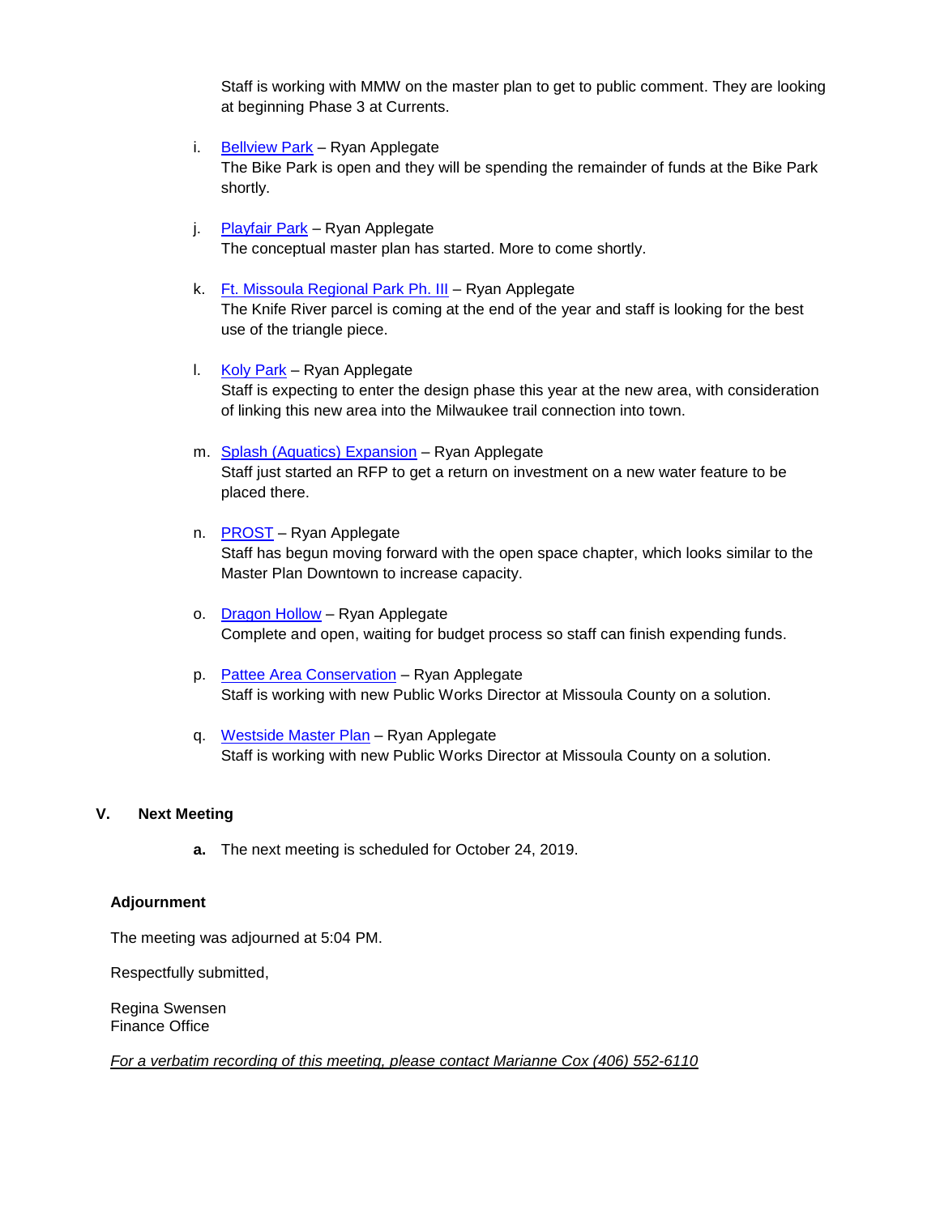Staff is working with MMW on the master plan to get to public comment. They are looking at beginning Phase 3 at Currents.

i. Bellview Park – Ryan Applegate
   The Bike Park is open and they will be spending the remainder of funds at the Bike Park shortly.

j. Playfair Park – Ryan Applegate
   The conceptual master plan has started. More to come shortly.

k. Ft. Missoula Regional Park Ph. III – Ryan Applegate
   The Knife River parcel is coming at the end of the year and staff is looking for the best use of the triangle piece.

l. Koly Park – Ryan Applegate
   Staff is expecting to enter the design phase this year at the new area, with consideration of linking this new area into the Milwaukee trail connection into town.

m. Splash (Aquatics) Expansion – Ryan Applegate
   Staff just started an RFP to get a return on investment on a new water feature to be placed there.

n. PROST – Ryan Applegate
   Staff has begun moving forward with the open space chapter, which looks similar to the Master Plan Downtown to increase capacity.

o. Dragon Hollow – Ryan Applegate
   Complete and open, waiting for budget process so staff can finish expending funds.

p. Pattee Area Conservation – Ryan Applegate
   Staff is working with new Public Works Director at Missoula County on a solution.

q. Westside Master Plan – Ryan Applegate
   Staff is working with new Public Works Director at Missoula County on a solution.

## V. Next Meeting

**a.** The next meeting is scheduled for October 24, 2019.

### Adjournment

The meeting was adjourned at 5:04 PM.

Respectfully submitted,

Regina Swensen
Finance Office

*For a verbatim recording of this meeting, please contact Marianne Cox (406) 552-6110*